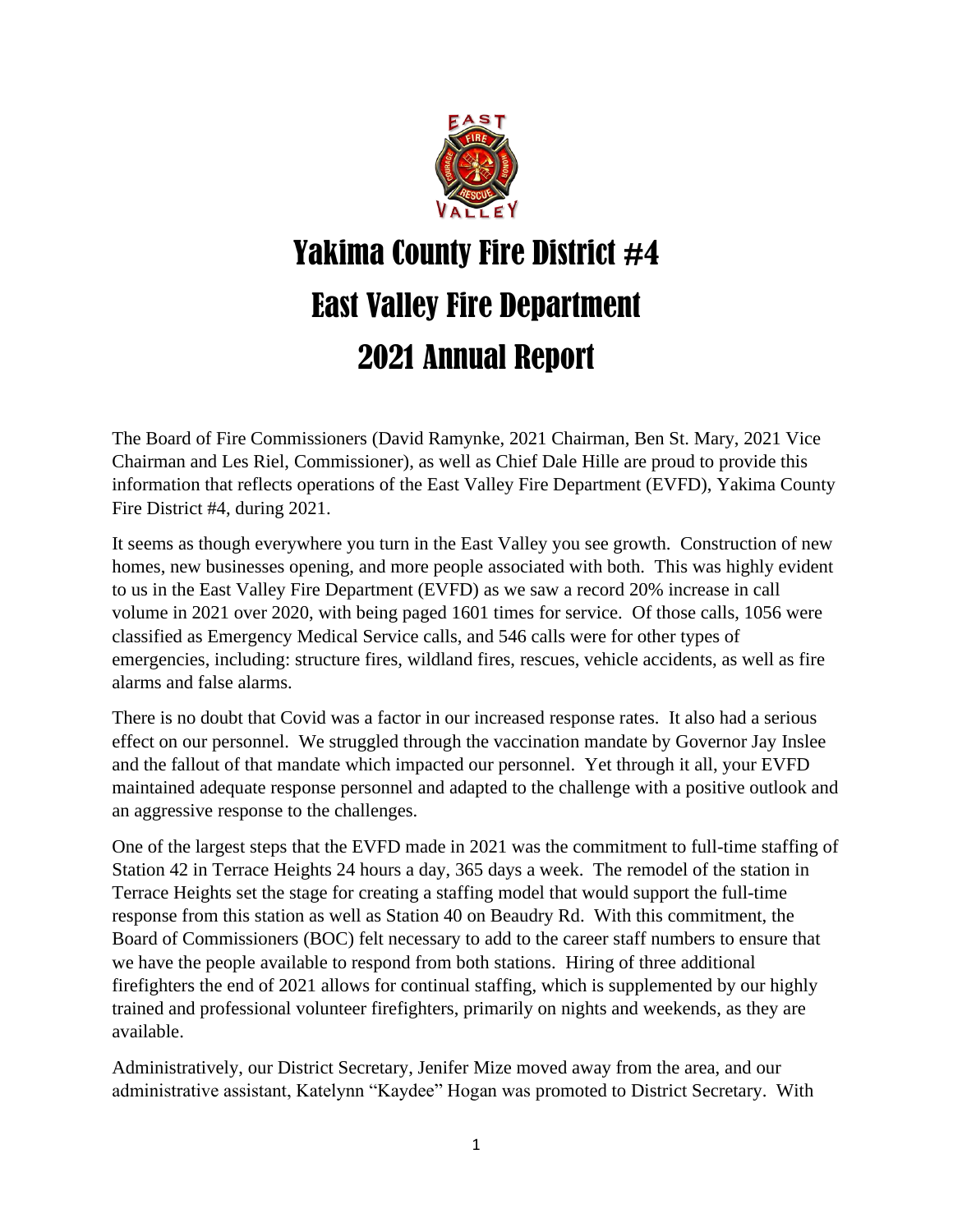# Yakima County Fire District #4

# East Valley Fire Department

# 2021 Annual Report

The Board of Fire Commissioners (David Ramynke, 2021 Chairman, Ben St. Mary, 2021 Vice Chairman and Les Riel, Commissioner), as well as Chief Dale Hille are proud to provide this information that reflects operations of the East Valley Fire Department (EVFD), Yakima County Fire District #4, during 2021.

It seems as though everywhere you turn in the East Valley you see growth. Construction of new homes, new businesses opening, and more people associated with both. This was highly evident to us in the East Valley Fire Department (EVFD) as we saw a record 20% increase in call volume in 2021 over 2020, with being paged 1601 times for service. Of those calls, 1056 were classified as Emergency Medical Service calls, and 546 calls were for other types of emergencies, including: structure fires, wildland fires, rescues, vehicle accidents, as well as fire alarms and false alarms.

There is no doubt that Covid was a factor in our increased response rates. It also had a serious effect on our personnel. We struggled through the vaccination mandate by Governor Jay Inslee and the fallout of that mandate which impacted our personnel. Yet through it all, your EVFD maintained adequate response personnel and adapted to the challenge with a positive outlook and an aggressive response to the challenges.

One of the largest steps that the EVFD made in 2021 was the commitment to full-time staffing of Station 42 in Terrace Heights 24 hours a day, 365 days a week. The remodel of the station in Terrace Heights set the stage for creating a staffing model that would support the full-time response from this station as well as Station 40 on Beaudry Rd. With this commitment, the Board of Commissioners (BOC) felt necessary to add to the career staff numbers to ensure that we have the people available to respond from both stations. Hiring of three additional firefighters the end of 2021 allows for continual staffing, which is supplemented by our highly trained and professional volunteer firefighters, primarily on nights and weekends, as they are available.

Administratively, our District Secretary, Jenifer Mize moved away from the area, and our administrative assistant, Katelynn "Kaydee" Hogan was promoted to District Secretary. With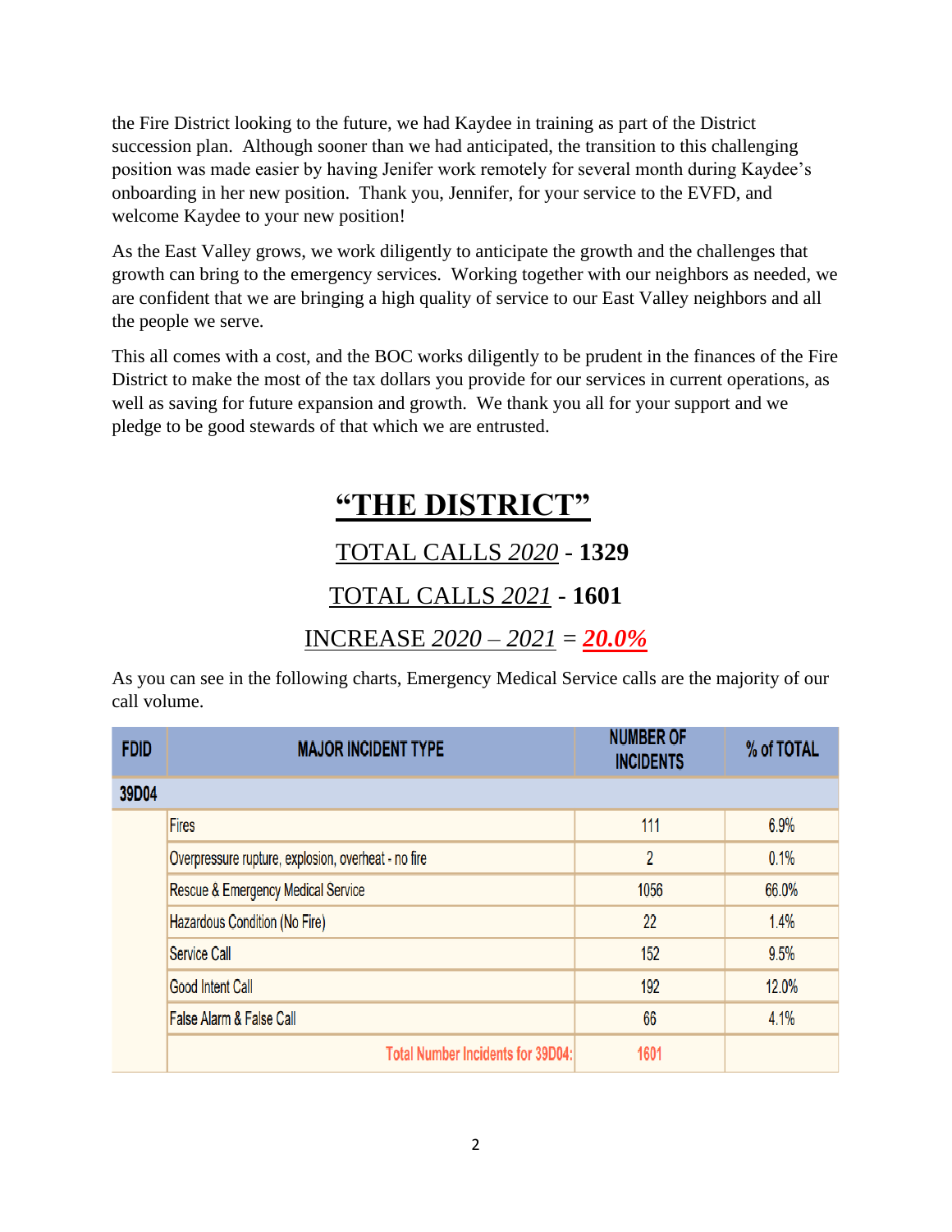the Fire District looking to the future, we had Kaydee in training as part of the District succession plan. Although sooner than we had anticipated, the transition to this challenging position was made easier by having Jenifer work remotely for several month during Kaydee's onboarding in her new position. Thank you, Jennifer, for your service to the EVFD, and welcome Kaydee to your new position!

As the East Valley grows, we work diligently to anticipate the growth and the challenges that growth can bring to the emergency services. Working together with our neighbors as needed, we are confident that we are bringing a high quality of service to our East Valley neighbors and all the people we serve.

This all comes with a cost, and the BOC works diligently to be prudent in the finances of the Fire District to make the most of the tax dollars you provide for our services in current operations, as well as saving for future expansion and growth. We thank you all for your support and we pledge to be good stewards of that which we are entrusted.

# "THE DISTRICT"

## TOTAL CALLS *2020* - **1329**

## TOTAL CALLS *2021* - **1601**

## INCREASE *2020 – 2021* = ***20.0%***

As you can see in the following charts, Emergency Medical Service calls are the majority of our call volume.

| FDID | MAJOR INCIDENT TYPE | NUMBER OF INCIDENTS | % of TOTAL |
|---|---|---|---|
| 39D04 | | | |
| | Fires | 111 | 6.9% |
| | Overpressure rupture, explosion, overheat - no fire | 2 | 0.1% |
| | Rescue & Emergency Medical Service | 1056 | 66.0% |
| | Hazardous Condition (No Fire) | 22 | 1.4% |
| | Service Call | 152 | 9.5% |
| | Good Intent Call | 192 | 12.0% |
| | False Alarm & False Call | 66 | 4.1% |
| | Total Number Incidents for 39D04: | 1601 | |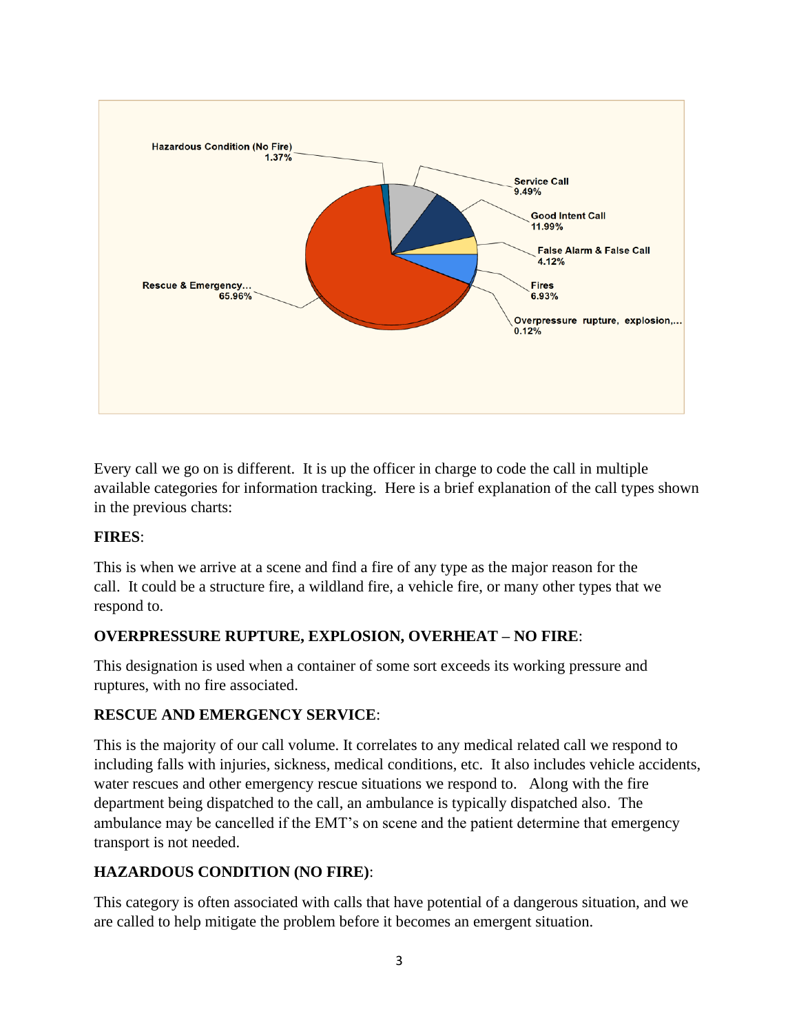Hazardous Condition (No Fire) 1.37%

Service Call 9.49%

Good Intent Call 11.99%

False Alarm & False Call 4.12%

Fires 6.93%

Overpressure rupture, explosion,... 0.12%

Rescue & Emergency... 65.96%

Every call we go on is different. It is up the officer in charge to code the call in multiple available categories for information tracking. Here is a brief explanation of the call types shown in the previous charts:

**FIRES**:

This is when we arrive at a scene and find a fire of any type as the major reason for the call. It could be a structure fire, a wildland fire, a vehicle fire, or many other types that we respond to.

**OVERPRESSURE RUPTURE, EXPLOSION, OVERHEAT – NO FIRE**:

This designation is used when a container of some sort exceeds its working pressure and ruptures, with no fire associated.

**RESCUE AND EMERGENCY SERVICE**:

This is the majority of our call volume. It correlates to any medical related call we respond to including falls with injuries, sickness, medical conditions, etc. It also includes vehicle accidents, water rescues and other emergency rescue situations we respond to. Along with the fire department being dispatched to the call, an ambulance is typically dispatched also. The ambulance may be cancelled if the EMT's on scene and the patient determine that emergency transport is not needed.

**HAZARDOUS CONDITION (NO FIRE)**:

This category is often associated with calls that have potential of a dangerous situation, and we are called to help mitigate the problem before it becomes an emergent situation.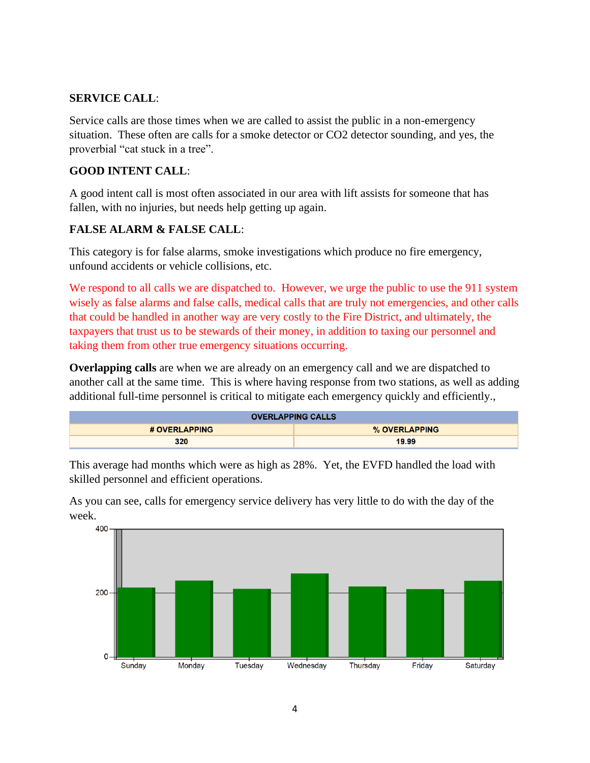**SERVICE CALL**:

Service calls are those times when we are called to assist the public in a non-emergency situation. These often are calls for a smoke detector or CO2 detector sounding, and yes, the proverbial "cat stuck in a tree".

**GOOD INTENT CALL**:

A good intent call is most often associated in our area with lift assists for someone that has fallen, with no injuries, but needs help getting up again.

**FALSE ALARM & FALSE CALL**:

This category is for false alarms, smoke investigations which produce no fire emergency, unfound accidents or vehicle collisions, etc.

We respond to all calls we are dispatched to. However, we urge the public to use the 911 system wisely as false alarms and false calls, medical calls that are truly not emergencies, and other calls that could be handled in another way are very costly to the Fire District, and ultimately, the taxpayers that trust us to be stewards of their money, in addition to taxing our personnel and taking them from other true emergency situations occurring.

**Overlapping calls** are when we are already on an emergency call and we are dispatched to another call at the same time. This is where having response from two stations, as well as adding additional full-time personnel is critical to mitigate each emergency quickly and efficiently.,

| OVERLAPPING CALLS | |
|---|---|
| # OVERLAPPING | % OVERLAPPING |
| 320 | 19.99 |

This average had months which were as high as 28%. Yet, the EVFD handled the load with skilled personnel and efficient operations.

As you can see, calls for emergency service delivery has very little to do with the day of the week.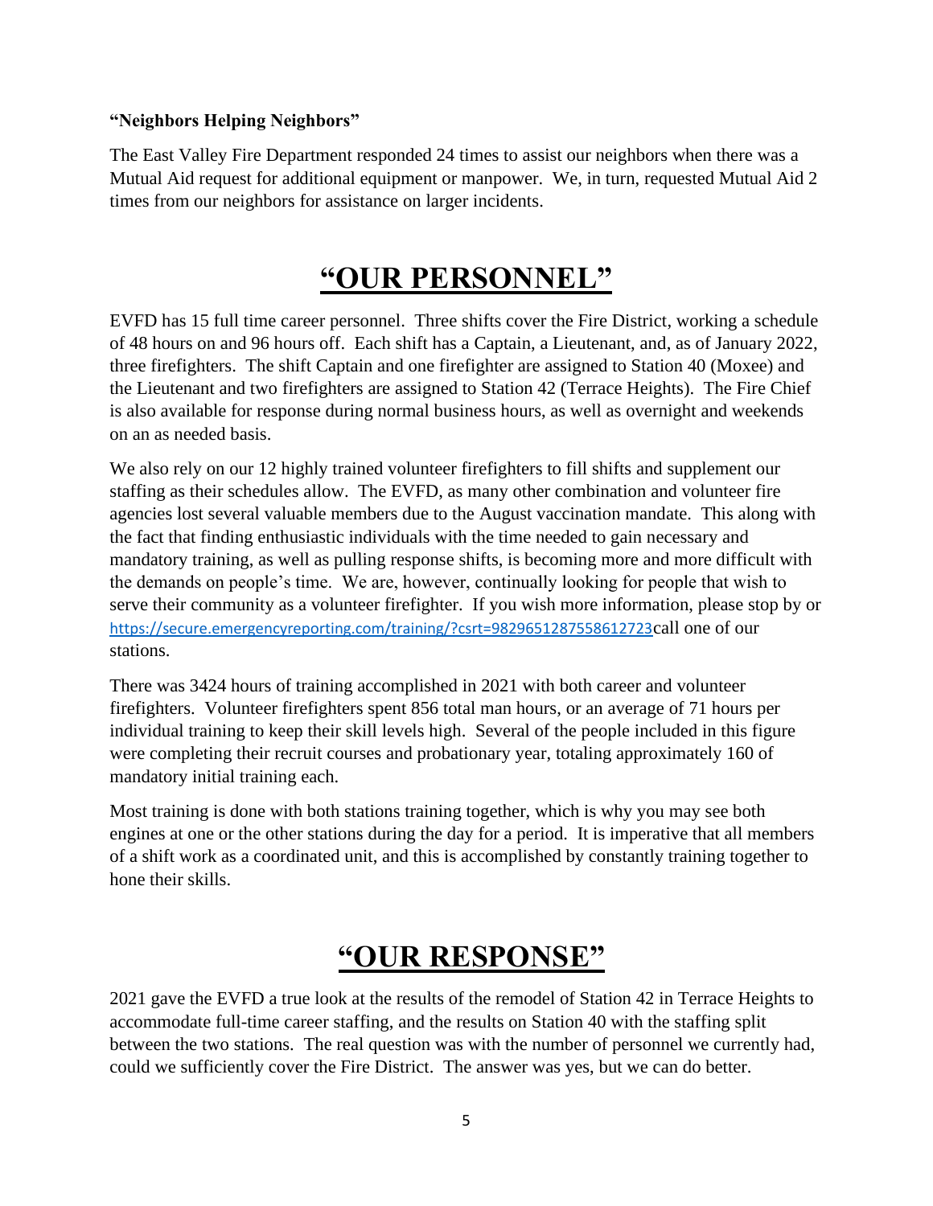**"Neighbors Helping Neighbors"**

The East Valley Fire Department responded 24 times to assist our neighbors when there was a Mutual Aid request for additional equipment or manpower. We, in turn, requested Mutual Aid 2 times from our neighbors for assistance on larger incidents.

# "OUR PERSONNEL"

EVFD has 15 full time career personnel. Three shifts cover the Fire District, working a schedule of 48 hours on and 96 hours off. Each shift has a Captain, a Lieutenant, and, as of January 2022, three firefighters. The shift Captain and one firefighter are assigned to Station 40 (Moxee) and the Lieutenant and two firefighters are assigned to Station 42 (Terrace Heights). The Fire Chief is also available for response during normal business hours, as well as overnight and weekends on an as needed basis.

We also rely on our 12 highly trained volunteer firefighters to fill shifts and supplement our staffing as their schedules allow. The EVFD, as many other combination and volunteer fire agencies lost several valuable members due to the August vaccination mandate. This along with the fact that finding enthusiastic individuals with the time needed to gain necessary and mandatory training, as well as pulling response shifts, is becoming more and more difficult with the demands on people's time. We are, however, continually looking for people that wish to serve their community as a volunteer firefighter. If you wish more information, please stop by or https://secure.emergencyreporting.com/training/?csrt=9829651287558612723call one of our stations.

There was 3424 hours of training accomplished in 2021 with both career and volunteer firefighters. Volunteer firefighters spent 856 total man hours, or an average of 71 hours per individual training to keep their skill levels high. Several of the people included in this figure were completing their recruit courses and probationary year, totaling approximately 160 of mandatory initial training each.

Most training is done with both stations training together, which is why you may see both engines at one or the other stations during the day for a period. It is imperative that all members of a shift work as a coordinated unit, and this is accomplished by constantly training together to hone their skills.

# "OUR RESPONSE"

2021 gave the EVFD a true look at the results of the remodel of Station 42 in Terrace Heights to accommodate full-time career staffing, and the results on Station 40 with the staffing split between the two stations. The real question was with the number of personnel we currently had, could we sufficiently cover the Fire District. The answer was yes, but we can do better.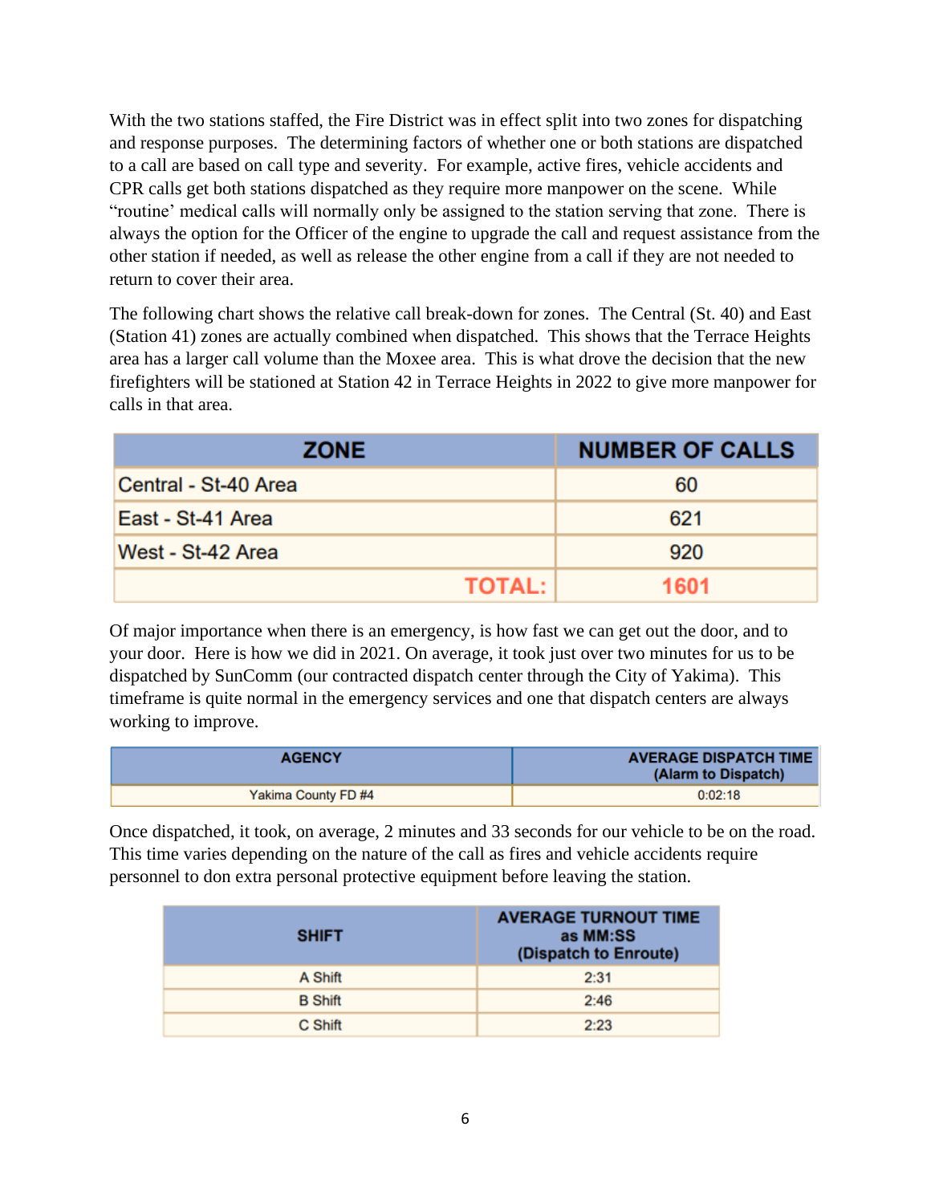With the two stations staffed, the Fire District was in effect split into two zones for dispatching and response purposes. The determining factors of whether one or both stations are dispatched to a call are based on call type and severity. For example, active fires, vehicle accidents and CPR calls get both stations dispatched as they require more manpower on the scene. While "routine' medical calls will normally only be assigned to the station serving that zone. There is always the option for the Officer of the engine to upgrade the call and request assistance from the other station if needed, as well as release the other engine from a call if they are not needed to return to cover their area.

The following chart shows the relative call break-down for zones. The Central (St. 40) and East (Station 41) zones are actually combined when dispatched. This shows that the Terrace Heights area has a larger call volume than the Moxee area. This is what drove the decision that the new firefighters will be stationed at Station 42 in Terrace Heights in 2022 to give more manpower for calls in that area.

| ZONE | NUMBER OF CALLS |
|---|---|
| Central - St-40 Area | 60 |
| East - St-41 Area | 621 |
| West - St-42 Area | 920 |
| **TOTAL:** | **1601** |

Of major importance when there is an emergency, is how fast we can get out the door, and to your door. Here is how we did in 2021. On average, it took just over two minutes for us to be dispatched by SunComm (our contracted dispatch center through the City of Yakima). This timeframe is quite normal in the emergency services and one that dispatch centers are always working to improve.

| AGENCY | AVERAGE DISPATCH TIME (Alarm to Dispatch) |
|---|---|
| Yakima County FD #4 | 0:02:18 |

Once dispatched, it took, on average, 2 minutes and 33 seconds for our vehicle to be on the road. This time varies depending on the nature of the call as fires and vehicle accidents require personnel to don extra personal protective equipment before leaving the station.

| SHIFT | AVERAGE TURNOUT TIME as MM:SS (Dispatch to Enroute) |
|---|---|
| A Shift | 2:31 |
| B Shift | 2:46 |
| C Shift | 2:23 |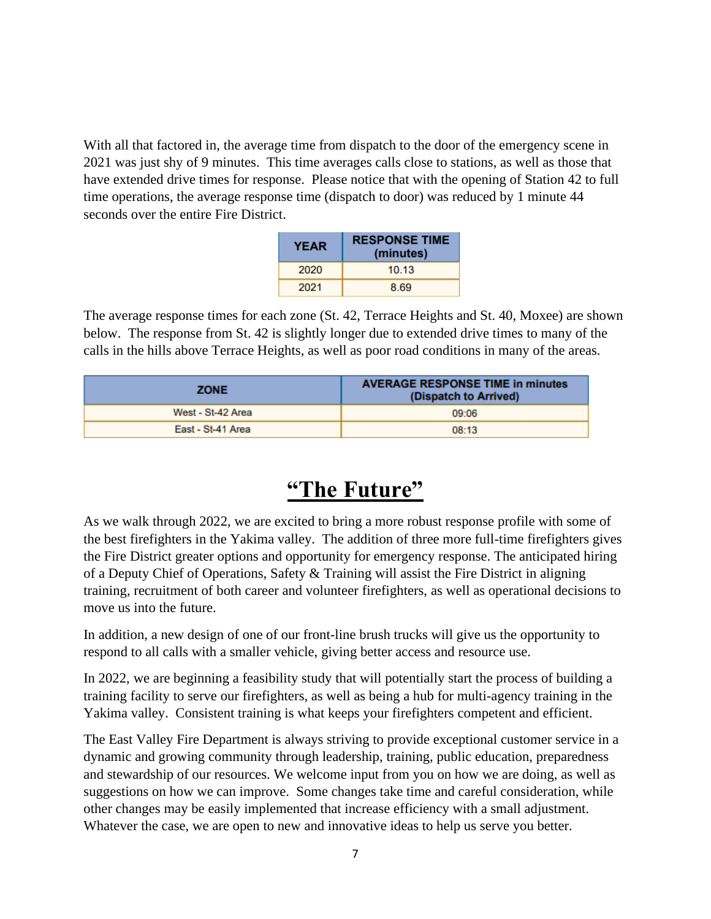With all that factored in, the average time from dispatch to the door of the emergency scene in 2021 was just shy of 9 minutes. This time averages calls close to stations, as well as those that have extended drive times for response. Please notice that with the opening of Station 42 to full time operations, the average response time (dispatch to door) was reduced by 1 minute 44 seconds over the entire Fire District.

| YEAR | RESPONSE TIME (minutes) |
|---|---|
| 2020 | 10.13 |
| 2021 | 8.69 |

The average response times for each zone (St. 42, Terrace Heights and St. 40, Moxee) are shown below. The response from St. 42 is slightly longer due to extended drive times to many of the calls in the hills above Terrace Heights, as well as poor road conditions in many of the areas.

| ZONE | AVERAGE RESPONSE TIME in minutes (Dispatch to Arrived) |
|---|---|
| West - St-42 Area | 09:06 |
| East - St-41 Area | 08:13 |

# "The Future"

As we walk through 2022, we are excited to bring a more robust response profile with some of the best firefighters in the Yakima valley. The addition of three more full-time firefighters gives the Fire District greater options and opportunity for emergency response. The anticipated hiring of a Deputy Chief of Operations, Safety & Training will assist the Fire District in aligning training, recruitment of both career and volunteer firefighters, as well as operational decisions to move us into the future.

In addition, a new design of one of our front-line brush trucks will give us the opportunity to respond to all calls with a smaller vehicle, giving better access and resource use.

In 2022, we are beginning a feasibility study that will potentially start the process of building a training facility to serve our firefighters, as well as being a hub for multi-agency training in the Yakima valley. Consistent training is what keeps your firefighters competent and efficient.

The East Valley Fire Department is always striving to provide exceptional customer service in a dynamic and growing community through leadership, training, public education, preparedness and stewardship of our resources. We welcome input from you on how we are doing, as well as suggestions on how we can improve. Some changes take time and careful consideration, while other changes may be easily implemented that increase efficiency with a small adjustment. Whatever the case, we are open to new and innovative ideas to help us serve you better.